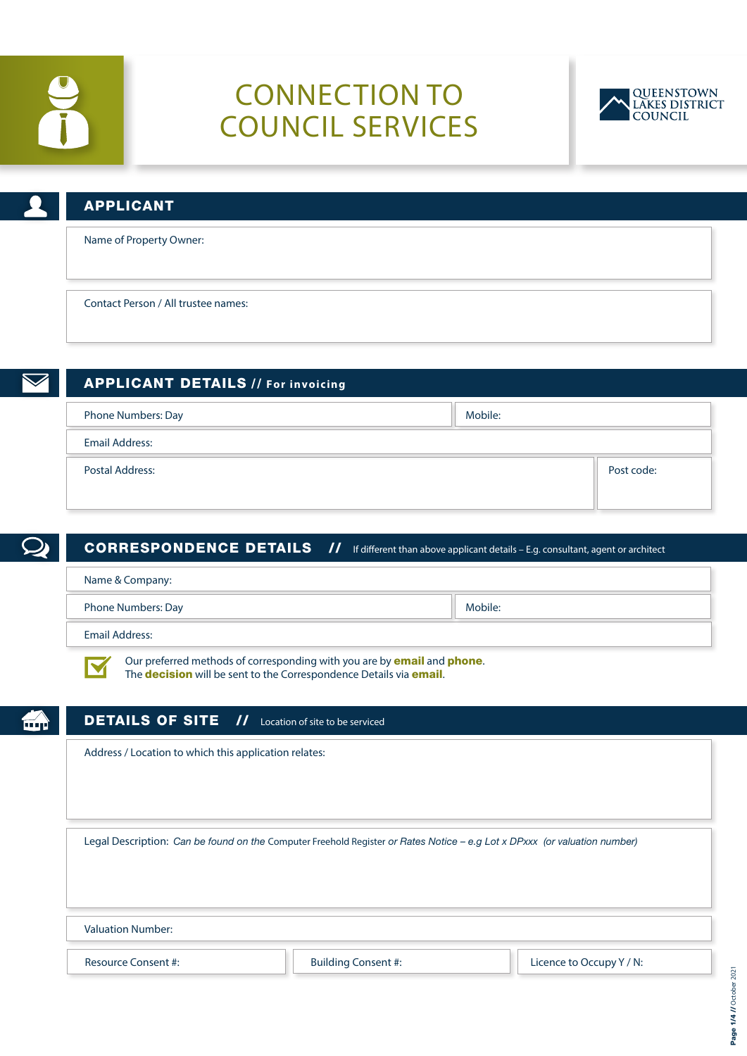# CONNECTION TO COUNCIL SERVICES

QUEENSTOWN LAKES DISTRICT COUNCIL

## APPLICANT

Name of Property Owner:

Contact Person / All trustee names:

## APPLICANT DETAILS // For invoicing

| Phone Numbers: Day | Mobile: |
|---|---|

Email Address:

| Postal Address: | Post code: |
|---|---|

## CORRESPONDENCE DETAILS // If different than above applicant details – E.g. consultant, agent or architect

Name & Company:

| Phone Numbers: Day | Mobile: |
|---|---|

Email Address:

Our preferred methods of corresponding with you are by **email** and **phone**.
The **decision** will be sent to the Correspondence Details via **email**.

## DETAILS OF SITE // Location of site to be serviced

Address / Location to which this application relates:

Legal Description: *Can be found on the* Computer Freehold Register *or Rates Notice – e.g Lot x DPxxx (or valuation number)*

Valuation Number:

| Resource Consent #: | Building Consent #: | Licence to Occupy Y / N: |
|---|---|---|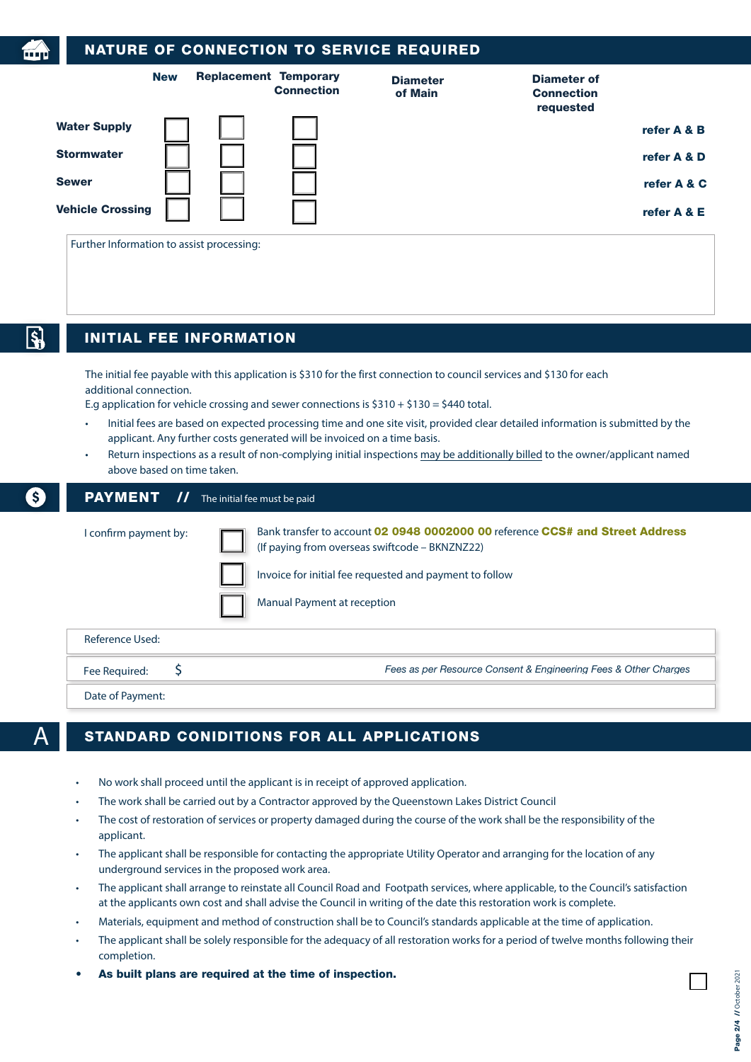## NATURE OF CONNECTION TO SERVICE REQUIRED

| | New | Replacement | Temporary Connection | Diameter of Main | Diameter of Connection requested | |
|---|---|---|---|---|---|---|
| Water Supply | ☐ | ☐ | ☐ | | | refer A & B |
| Stormwater | ☐ | ☐ | ☐ | | | refer A & D |
| Sewer | ☐ | ☐ | ☐ | | | refer A & C |
| Vehicle Crossing | ☐ | ☐ | ☐ | | | refer A & E |

Further Information to assist processing:

## INITIAL FEE INFORMATION

The initial fee payable with this application is $310 for the first connection to council services and $130 for each additional connection.
E.g application for vehicle crossing and sewer connections is $310 + $130 = $440 total.

- Initial fees are based on expected processing time and one site visit, provided clear detailed information is submitted by the applicant. Any further costs generated will be invoiced on a time basis.
- Return inspections as a result of non-complying initial inspections may be additionally billed to the owner/applicant named above based on time taken.

## PAYMENT // The initial fee must be paid

I confirm payment by:

- ☐ Bank transfer to account **02 0948 0002000 00** reference **CCS# and Street Address** (If paying from overseas swiftcode – BKNZNZ22)
- ☐ Invoice for initial fee requested and payment to follow
- ☐ Manual Payment at reception

Reference Used:

Fee Required: $ *Fees as per Resource Consent & Engineering Fees & Other Charges*

Date of Payment:

## A STANDARD CONIDITIONS FOR ALL APPLICATIONS

- No work shall proceed until the applicant is in receipt of approved application.
- The work shall be carried out by a Contractor approved by the Queenstown Lakes District Council
- The cost of restoration of services or property damaged during the course of the work shall be the responsibility of the applicant.
- The applicant shall be responsible for contacting the appropriate Utility Operator and arranging for the location of any underground services in the proposed work area.
- The applicant shall arrange to reinstate all Council Road and Footpath services, where applicable, to the Council's satisfaction at the applicants own cost and shall advise the Council in writing of the date this restoration work is complete.
- Materials, equipment and method of construction shall be to Council's standards applicable at the time of application.
- The applicant shall be solely responsible for the adequacy of all restoration works for a period of twelve months following their completion.
- **As built plans are required at the time of inspection.** ☐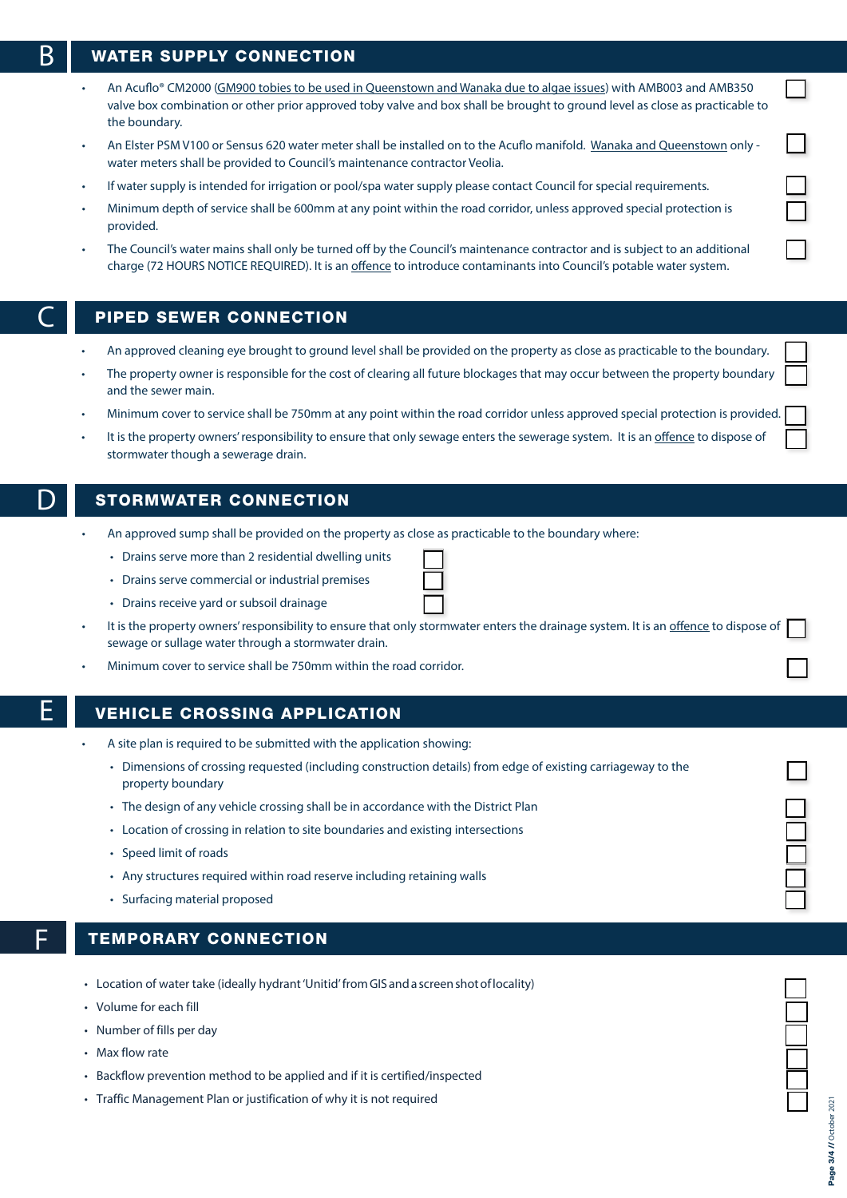## B WATER SUPPLY CONNECTION

- An Acuflo® CM2000 (GM900 tobies to be used in Queenstown and Wanaka due to algae issues) with AMB003 and AMB350 valve box combination or other prior approved toby valve and box shall be brought to ground level as close as practicable to the boundary. ☐
- An Elster PSM V100 or Sensus 620 water meter shall be installed on to the Acuflo manifold. Wanaka and Queenstown only - water meters shall be provided to Council's maintenance contractor Veolia. ☐
- If water supply is intended for irrigation or pool/spa water supply please contact Council for special requirements. ☐
- Minimum depth of service shall be 600mm at any point within the road corridor, unless approved special protection is provided. ☐
- The Council's water mains shall only be turned off by the Council's maintenance contractor and is subject to an additional charge (72 HOURS NOTICE REQUIRED). It is an offence to introduce contaminants into Council's potable water system. ☐

## C PIPED SEWER CONNECTION

- An approved cleaning eye brought to ground level shall be provided on the property as close as practicable to the boundary. ☐
- The property owner is responsible for the cost of clearing all future blockages that may occur between the property boundary and the sewer main. ☐
- Minimum cover to service shall be 750mm at any point within the road corridor unless approved special protection is provided. ☐
- It is the property owners' responsibility to ensure that only sewage enters the sewerage system. It is an offence to dispose of stormwater though a sewerage drain. ☐

## D STORMWATER CONNECTION

- An approved sump shall be provided on the property as close as practicable to the boundary where:
  - Drains serve more than 2 residential dwelling units ☐
  - Drains serve commercial or industrial premises ☐
  - Drains receive yard or subsoil drainage ☐
- It is the property owners' responsibility to ensure that only stormwater enters the drainage system. It is an offence to dispose of sewage or sullage water through a stormwater drain. ☐
- Minimum cover to service shall be 750mm within the road corridor. ☐

## E VEHICLE CROSSING APPLICATION

- A site plan is required to be submitted with the application showing:
  - Dimensions of crossing requested (including construction details) from edge of existing carriageway to the property boundary ☐
  - The design of any vehicle crossing shall be in accordance with the District Plan ☐
  - Location of crossing in relation to site boundaries and existing intersections ☐
  - Speed limit of roads ☐
  - Any structures required within road reserve including retaining walls ☐
  - Surfacing material proposed ☐

## F TEMPORARY CONNECTION

- Location of water take (ideally hydrant 'Unitid' from GIS and a screen shot of locality) ☐
- Volume for each fill ☐
- Number of fills per day ☐
- Max flow rate ☐
- Backflow prevention method to be applied and if it is certified/inspected ☐
- Traffic Management Plan or justification of why it is not required ☐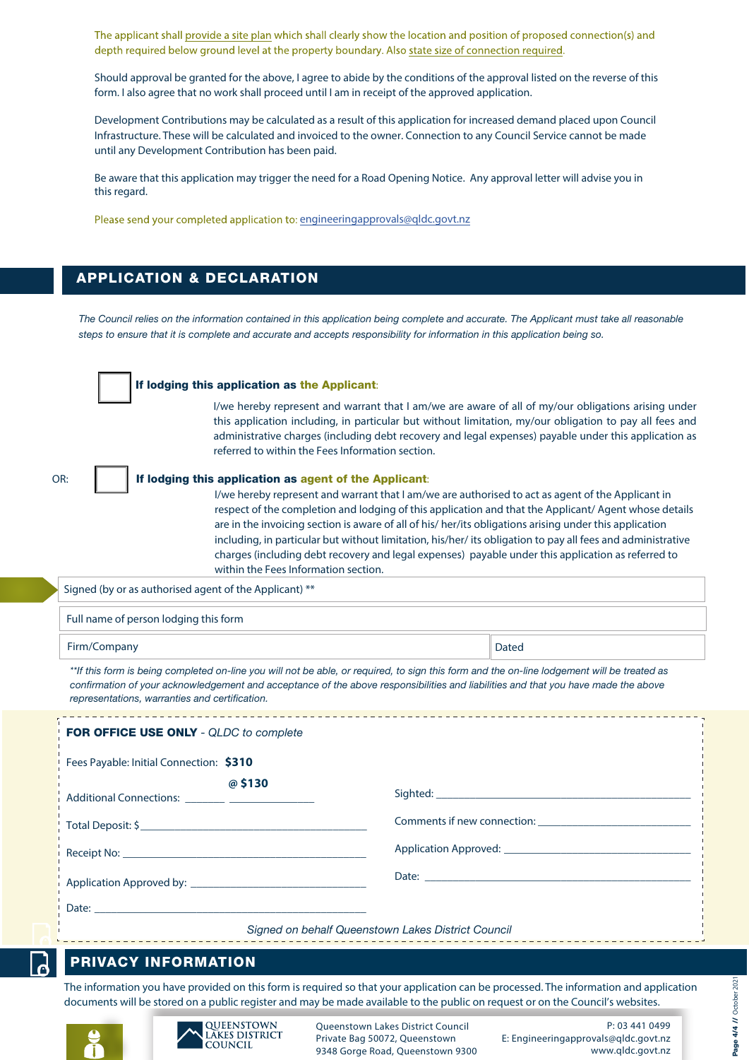The applicant shall provide a site plan which shall clearly show the location and position of proposed connection(s) and depth required below ground level at the property boundary. Also state size of connection required.

Should approval be granted for the above, I agree to abide by the conditions of the approval listed on the reverse of this form. I also agree that no work shall proceed until I am in receipt of the approved application.

Development Contributions may be calculated as a result of this application for increased demand placed upon Council Infrastructure. These will be calculated and invoiced to the owner. Connection to any Council Service cannot be made until any Development Contribution has been paid.

Be aware that this application may trigger the need for a Road Opening Notice. Any approval letter will advise you in this regard.

Please send your completed application to: engineeringapprovals@qldc.govt.nz

## APPLICATION & DECLARATION

*The Council relies on the information contained in this application being complete and accurate. The Applicant must take all reasonable steps to ensure that it is complete and accurate and accepts responsibility for information in this application being so.*

☐ **If lodging this application as the Applicant:**

I/we hereby represent and warrant that I am/we are aware of all of my/our obligations arising under this application including, in particular but without limitation, my/our obligation to pay all fees and administrative charges (including debt recovery and legal expenses) payable under this application as referred to within the Fees Information section.

OR: ☐ **If lodging this application as agent of the Applicant:**

I/we hereby represent and warrant that I am/we are authorised to act as agent of the Applicant in respect of the completion and lodging of this application and that the Applicant/ Agent whose details are in the invoicing section is aware of all of his/ her/its obligations arising under this application including, in particular but without limitation, his/her/ its obligation to pay all fees and administrative charges (including debt recovery and legal expenses) payable under this application as referred to within the Fees Information section.

| | |
|---|---|
| Signed (by or as authorised agent of the Applicant) ** | |
| Full name of person lodging this form | |
| Firm/Company | Dated |

*\*\*If this form is being completed on-line you will not be able, or required, to sign this form and the on-line lodgement will be treated as confirmation of your acknowledgement and acceptance of the above responsibilities and liabilities and that you have made the above representations, warranties and certification.*

**FOR OFFICE USE ONLY** - *QLDC to complete*

Fees Payable: Initial Connection: **$310**

Additional Connections: _______ **@ $130** _____________

Total Deposit: $____________________

Receipt No: ____________________

Application Approved by: ____________________

Date: ____________________

Sighted: ____________________

Comments if new connection: ____________________

Application Approved: ____________________

Date: ____________________

*Signed on behalf Queenstown Lakes District Council*

## PRIVACY INFORMATION

The information you have provided on this form is required so that your application can be processed. The information and application documents will be stored on a public register and may be made available to the public on request or on the Council's websites.

QUEENSTOWN LAKES DISTRICT COUNCIL

Queenstown Lakes District Council
Private Bag 50072, Queenstown
9348 Gorge Road, Queenstown 9300

P: 03 441 0499
E: Engineeringapprovals@qldc.govt.nz
www.qldc.govt.nz

October 2021